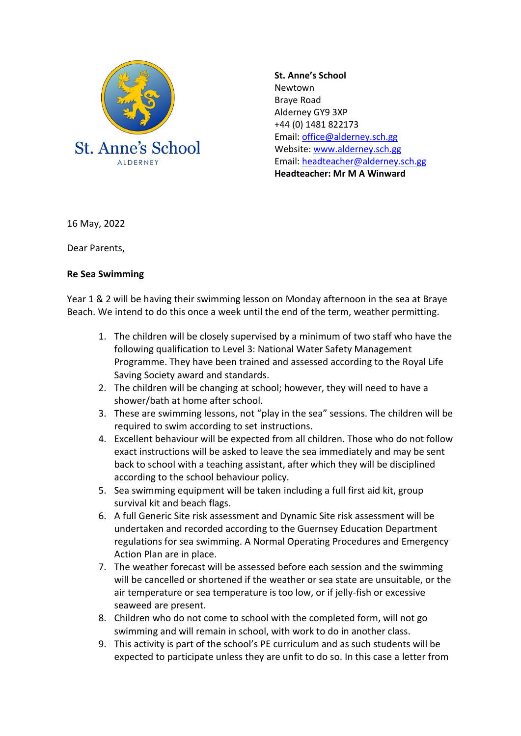St. Anne's School
ALDERNEY

**St. Anne's School**
Newtown
Braye Road
Alderney GY9 3XP
+44 (0) 1481 822173
Email: office@alderney.sch.gg
Website: www.alderney.sch.gg
Email: headteacher@alderney.sch.gg
**Headteacher: Mr M A Winward**

16 May, 2022

Dear Parents,

**Re Sea Swimming**

Year 1 & 2 will be having their swimming lesson on Monday afternoon in the sea at Braye Beach. We intend to do this once a week until the end of the term, weather permitting.

1. The children will be closely supervised by a minimum of two staff who have the following qualification to Level 3: National Water Safety Management Programme. They have been trained and assessed according to the Royal Life Saving Society award and standards.
2. The children will be changing at school; however, they will need to have a shower/bath at home after school.
3. These are swimming lessons, not "play in the sea" sessions. The children will be required to swim according to set instructions.
4. Excellent behaviour will be expected from all children. Those who do not follow exact instructions will be asked to leave the sea immediately and may be sent back to school with a teaching assistant, after which they will be disciplined according to the school behaviour policy.
5. Sea swimming equipment will be taken including a full first aid kit, group survival kit and beach flags.
6. A full Generic Site risk assessment and Dynamic Site risk assessment will be undertaken and recorded according to the Guernsey Education Department regulations for sea swimming. A Normal Operating Procedures and Emergency Action Plan are in place.
7. The weather forecast will be assessed before each session and the swimming will be cancelled or shortened if the weather or sea state are unsuitable, or the air temperature or sea temperature is too low, or if jelly-fish or excessive seaweed are present.
8. Children who do not come to school with the completed form, will not go swimming and will remain in school, with work to do in another class.
9. This activity is part of the school's PE curriculum and as such students will be expected to participate unless they are unfit to do so. In this case a letter from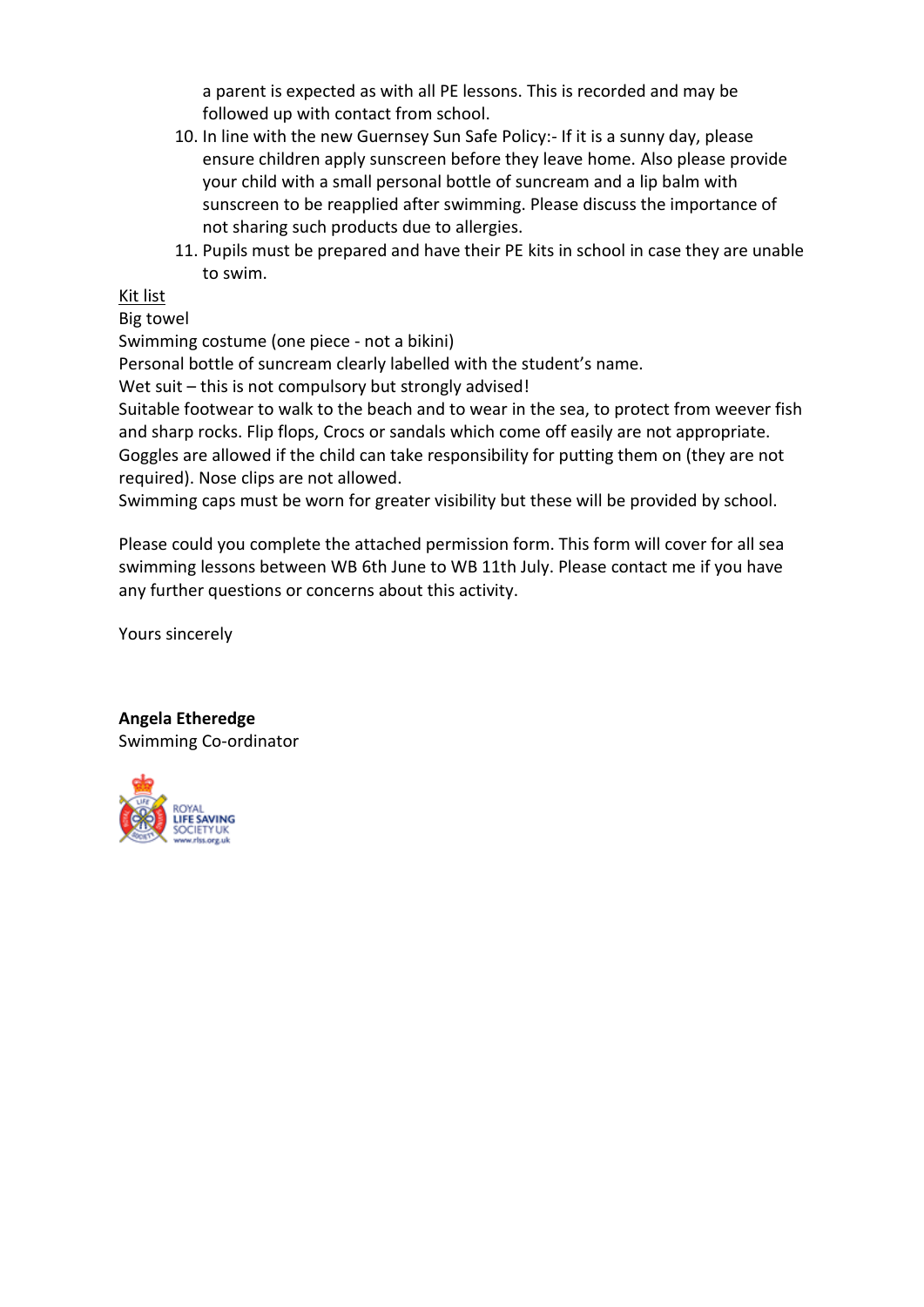a parent is expected as with all PE lessons. This is recorded and may be followed up with contact from school.

10. In line with the new Guernsey Sun Safe Policy:- If it is a sunny day, please ensure children apply sunscreen before they leave home. Also please provide your child with a small personal bottle of suncream and a lip balm with sunscreen to be reapplied after swimming. Please discuss the importance of not sharing such products due to allergies.
11. Pupils must be prepared and have their PE kits in school in case they are unable to swim.

Kit list

Big towel

Swimming costume (one piece - not a bikini)

Personal bottle of suncream clearly labelled with the student's name.

Wet suit – this is not compulsory but strongly advised!

Suitable footwear to walk to the beach and to wear in the sea, to protect from weever fish and sharp rocks. Flip flops, Crocs or sandals which come off easily are not appropriate.

Goggles are allowed if the child can take responsibility for putting them on (they are not required). Nose clips are not allowed.

Swimming caps must be worn for greater visibility but these will be provided by school.

Please could you complete the attached permission form. This form will cover for all sea swimming lessons between WB 6th June to WB 11th July. Please contact me if you have any further questions or concerns about this activity.

Yours sincerely

**Angela Etheredge**
Swimming Co-ordinator

ROYAL LIFE SAVING SOCIETY UK
www.rlss.org.uk